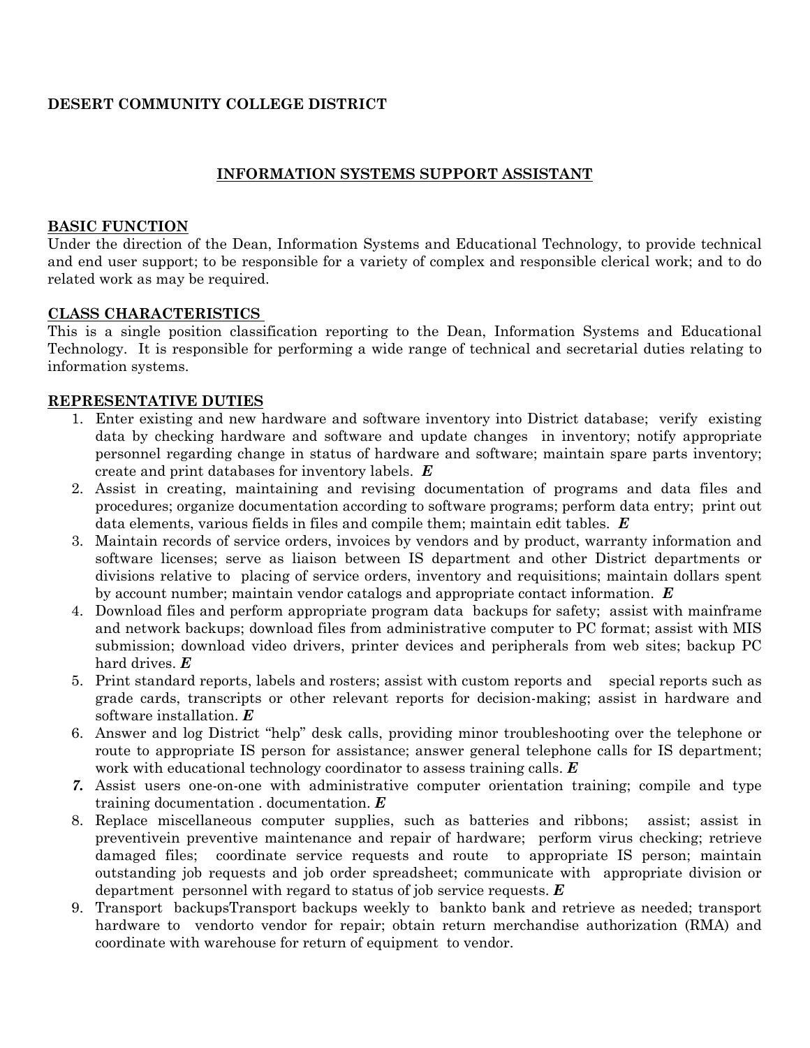**DESERT COMMUNITY COLLEGE DISTRICT**

## INFORMATION SYSTEMS SUPPORT ASSISTANT

### BASIC FUNCTION

Under the direction of the Dean, Information Systems and Educational Technology, to provide technical and end user support; to be responsible for a variety of complex and responsible clerical work; and to do related work as may be required.

### CLASS CHARACTERISTICS

This is a single position classification reporting to the Dean, Information Systems and Educational Technology. It is responsible for performing a wide range of technical and secretarial duties relating to information systems.

### REPRESENTATIVE DUTIES

1. Enter existing and new hardware and software inventory into District database; verify existing data by checking hardware and software and update changes in inventory; notify appropriate personnel regarding change in status of hardware and software; maintain spare parts inventory; create and print databases for inventory labels. ***E***
2. Assist in creating, maintaining and revising documentation of programs and data files and procedures; organize documentation according to software programs; perform data entry; print out data elements, various fields in files and compile them; maintain edit tables. ***E***
3. Maintain records of service orders, invoices by vendors and by product, warranty information and software licenses; serve as liaison between IS department and other District departments or divisions relative to placing of service orders, inventory and requisitions; maintain dollars spent by account number; maintain vendor catalogs and appropriate contact information. ***E***
4. Download files and perform appropriate program data backups for safety; assist with mainframe and network backups; download files from administrative computer to PC format; assist with MIS submission; download video drivers, printer devices and peripherals from web sites; backup PC hard drives. ***E***
5. Print standard reports, labels and rosters; assist with custom reports and special reports such as grade cards, transcripts or other relevant reports for decision-making; assist in hardware and software installation. ***E***
6. Answer and log District "help" desk calls, providing minor troubleshooting over the telephone or route to appropriate IS person for assistance; answer general telephone calls for IS department; work with educational technology coordinator to assess training calls. ***E***
7. Assist users one-on-one with administrative computer orientation training; compile and type training documentation . documentation. ***E***
8. Replace miscellaneous computer supplies, such as batteries and ribbons; assist; assist in preventivein preventive maintenance and repair of hardware; perform virus checking; retrieve damaged files; coordinate service requests and route to appropriate IS person; maintain outstanding job requests and job order spreadsheet; communicate with appropriate division or department personnel with regard to status of job service requests. ***E***
9. Transport backupsTransport backups weekly to bankto bank and retrieve as needed; transport hardware to vendorto vendor for repair; obtain return merchandise authorization (RMA) and coordinate with warehouse for return of equipment to vendor.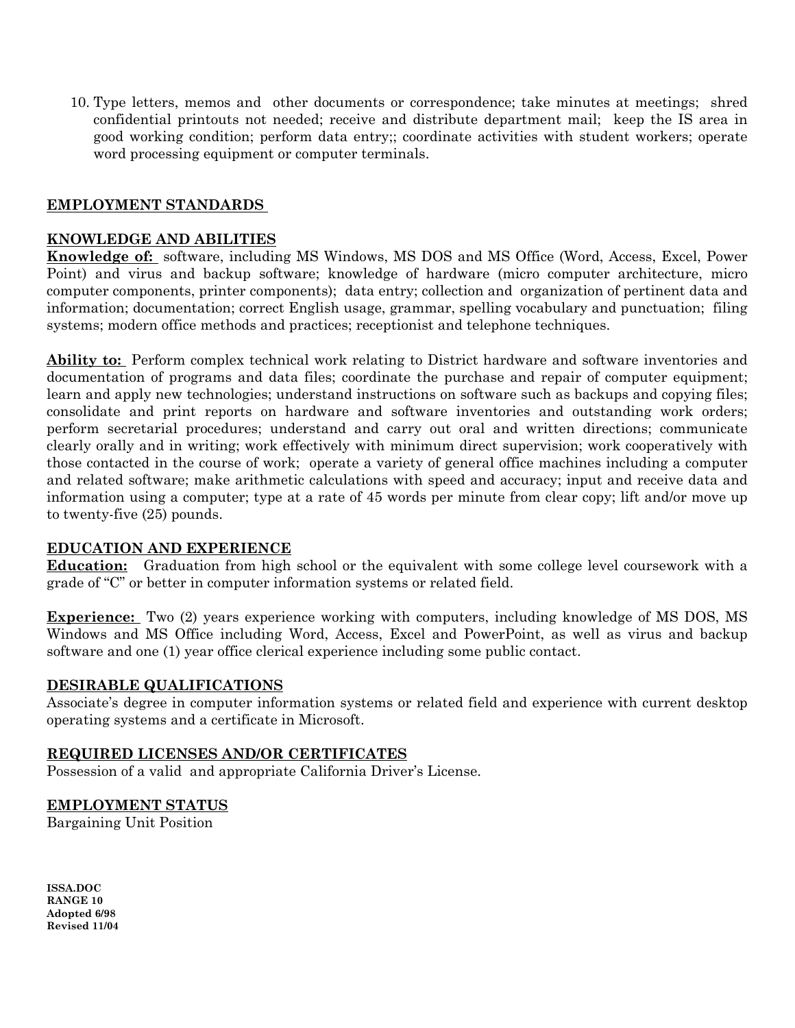10. Type letters, memos and other documents or correspondence; take minutes at meetings; shred confidential printouts not needed; receive and distribute department mail; keep the IS area in good working condition; perform data entry;; coordinate activities with student workers; operate word processing equipment or computer terminals.

## EMPLOYMENT STANDARDS

### KNOWLEDGE AND ABILITIES

**Knowledge of:** software, including MS Windows, MS DOS and MS Office (Word, Access, Excel, Power Point) and virus and backup software; knowledge of hardware (micro computer architecture, micro computer components, printer components); data entry; collection and organization of pertinent data and information; documentation; correct English usage, grammar, spelling vocabulary and punctuation; filing systems; modern office methods and practices; receptionist and telephone techniques.

**Ability to:** Perform complex technical work relating to District hardware and software inventories and documentation of programs and data files; coordinate the purchase and repair of computer equipment; learn and apply new technologies; understand instructions on software such as backups and copying files; consolidate and print reports on hardware and software inventories and outstanding work orders; perform secretarial procedures; understand and carry out oral and written directions; communicate clearly orally and in writing; work effectively with minimum direct supervision; work cooperatively with those contacted in the course of work; operate a variety of general office machines including a computer and related software; make arithmetic calculations with speed and accuracy; input and receive data and information using a computer; type at a rate of 45 words per minute from clear copy; lift and/or move up to twenty-five (25) pounds.

### EDUCATION AND EXPERIENCE

**Education:** Graduation from high school or the equivalent with some college level coursework with a grade of "C" or better in computer information systems or related field.

**Experience:** Two (2) years experience working with computers, including knowledge of MS DOS, MS Windows and MS Office including Word, Access, Excel and PowerPoint, as well as virus and backup software and one (1) year office clerical experience including some public contact.

### DESIRABLE QUALIFICATIONS

Associate's degree in computer information systems or related field and experience with current desktop operating systems and a certificate in Microsoft.

### REQUIRED LICENSES AND/OR CERTIFICATES

Possession of a valid and appropriate California Driver's License.

### EMPLOYMENT STATUS

Bargaining Unit Position

**ISSA.DOC**
**RANGE 10**
**Adopted 6/98**
**Revised 11/04**